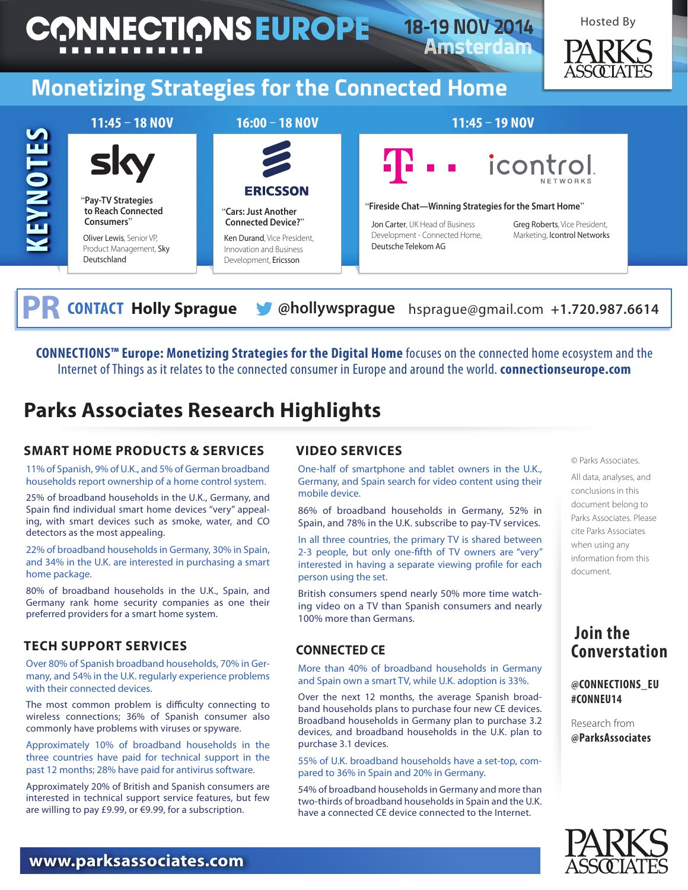# CONNECTIONS EUROPE

18-19 NOV 2014 Amsterdam

Hosted By PARKS ASSOCIATES

## Monetizing Strategies for the Connected Home

### KEYNOTES

**11:45 – 18 NOV**

sky

"Pay-TV Strategies to Reach Connected Consumers"

Oliver Lewis, Senior VP, Product Management, Sky Deutschland

**16:00 – 18 NOV**

ERICSSON

"Cars: Just Another Connected Device?"

Ken Durand, Vice President, Innovation and Business Development, Ericsson

**11:45 – 19 NOV**

T · · icontrol NETWORKS

"Fireside Chat—Winning Strategies for the Smart Home"

Jon Carter, UK Head of Business Development - Connected Home, Deutsche Telekom AG

Greg Roberts, Vice President, Marketing, Icontrol Networks

**PR CONTACT** **Holly Sprague** @hollywsprague hsprague@gmail.com +1.720.987.6614

**CONNECTIONS™ Europe: Monetizing Strategies for the Digital Home** focuses on the connected home ecosystem and the Internet of Things as it relates to the connected consumer in Europe and around the world. **connectionseurope.com**

## Parks Associates Research Highlights

### SMART HOME PRODUCTS & SERVICES

11% of Spanish, 9% of U.K., and 5% of German broadband households report ownership of a home control system.

25% of broadband households in the U.K., Germany, and Spain find individual smart home devices "very" appealing, with smart devices such as smoke, water, and CO detectors as the most appealing.

22% of broadband households in Germany, 30% in Spain, and 34% in the U.K. are interested in purchasing a smart home package.

80% of broadband households in the U.K., Spain, and Germany rank home security companies as one their preferred providers for a smart home system.

### TECH SUPPORT SERVICES

Over 80% of Spanish broadband households, 70% in Germany, and 54% in the U.K. regularly experience problems with their connected devices.

The most common problem is difficulty connecting to wireless connections; 36% of Spanish consumer also commonly have problems with viruses or spyware.

Approximately 10% of broadband households in the three countries have paid for technical support in the past 12 months; 28% have paid for antivirus software.

Approximately 20% of British and Spanish consumers are interested in technical support service features, but few are willing to pay £9.99, or €9.99, for a subscription.

### VIDEO SERVICES

One-half of smartphone and tablet owners in the U.K., Germany, and Spain search for video content using their mobile device.

86% of broadband households in Germany, 52% in Spain, and 78% in the U.K. subscribe to pay-TV services.

In all three countries, the primary TV is shared between 2-3 people, but only one-fifth of TV owners are "very" interested in having a separate viewing profile for each person using the set.

British consumers spend nearly 50% more time watching video on a TV than Spanish consumers and nearly 100% more than Germans.

### CONNECTED CE

More than 40% of broadband households in Germany and Spain own a smart TV, while U.K. adoption is 33%.

Over the next 12 months, the average Spanish broadband households plans to purchase four new CE devices. Broadband households in Germany plan to purchase 3.2 devices, and broadband households in the U.K. plan to purchase 3.1 devices.

55% of U.K. broadband households have a set-top, compared to 36% in Spain and 20% in Germany.

54% of broadband households in Germany and more than two-thirds of broadband households in Spain and the U.K. have a connected CE device connected to the Internet.

© Parks Associates.

All data, analyses, and conclusions in this document belong to Parks Associates. Please cite Parks Associates when using any information from this document.

### Join the Converstation

**@CONNECTIONS_EU**
**#CONNEU14**

Research from **@ParksAssociates**

**www.parksassociates.com**

PARKS ASSOCIATES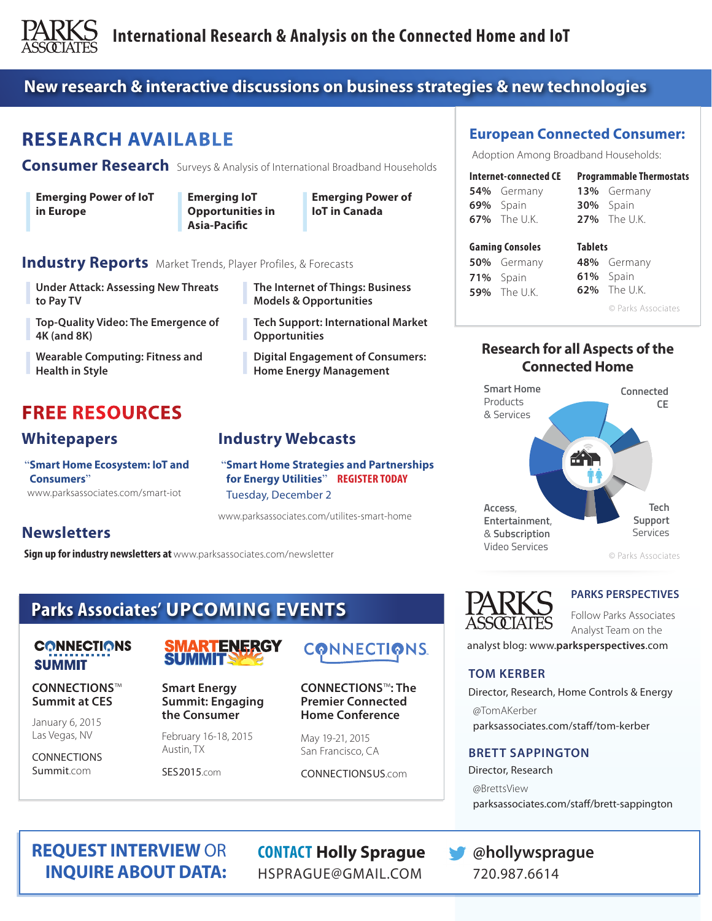# International Research & Analysis on the Connected Home and IoT

## New research & interactive discussions on business strategies & new technologies

## RESEARCH AVAILABLE

### Consumer Research
Surveys & Analysis of International Broadband Households

- **Emerging Power of IoT in Europe**
- **Emerging IoT Opportunities in Asia-Pacific**
- **Emerging Power of IoT in Canada**

### Industry Reports
Market Trends, Player Profiles, & Forecasts

- **Under Attack: Assessing New Threats to Pay TV**
- **The Internet of Things: Business Models & Opportunities**
- **Top-Quality Video: The Emergence of 4K (and 8K)**
- **Tech Support: International Market Opportunities**
- **Wearable Computing: Fitness and Health in Style**
- **Digital Engagement of Consumers: Home Energy Management**

## European Connected Consumer:

Adoption Among Broadband Households:

**Internet-connected CE**
- **54%** Germany
- **69%** Spain
- **67%** The U.K.

**Programmable Thermostats**
- **13%** Germany
- **30%** Spain
- **27%** The U.K.

**Gaming Consoles**
- **50%** Germany
- **71%** Spain
- **59%** The U.K.

**Tablets**
- **48%** Germany
- **61%** Spain
- **62%** The U.K.

© Parks Associates

## Research for all Aspects of the Connected Home

Smart Home Products & Services

Connected CE

Access, Entertainment, & Subscription Video Services

Tech Support Services

© Parks Associates

## FREE RESOURCES

### Whitepapers

**"Smart Home Ecosystem: IoT and Consumers"**
www.parksassociates.com/smart-iot

### Industry Webcasts

**"Smart Home Strategies and Partnerships for Energy Utilities"** **REGISTER TODAY**
Tuesday, December 2
www.parksassociates.com/utilites-smart-home

### Newsletters

**Sign up for industry newsletters at** www.parksassociates.com/newsletter

## Parks Associates' UPCOMING EVENTS

**CONNECTIONS™ Summit at CES**
January 6, 2015
Las Vegas, NV
CONNECTIONS Summit.com

**Smart Energy Summit: Engaging the Consumer**
February 16-18, 2015
Austin, TX
SES2015.com

**CONNECTIONS™: The Premier Connected Home Conference**
May 19-21, 2015
San Francisco, CA
CONNECTIONSUS.com

## PARKS PERSPECTIVES

Follow Parks Associates Analyst Team on the analyst blog: www.parksperspectives.com

**TOM KERBER**
Director, Research, Home Controls & Energy
@TomAKerber
parksassociates.com/staff/tom-kerber

**BRETT SAPPINGTON**
Director, Research
@BrettsView
parksassociates.com/staff/brett-sappington

**REQUEST INTERVIEW OR INQUIRE ABOUT DATA:**

**CONTACT Holly Sprague**
HSPRAGUE@GMAIL.COM

@hollywsprague
720.987.6614